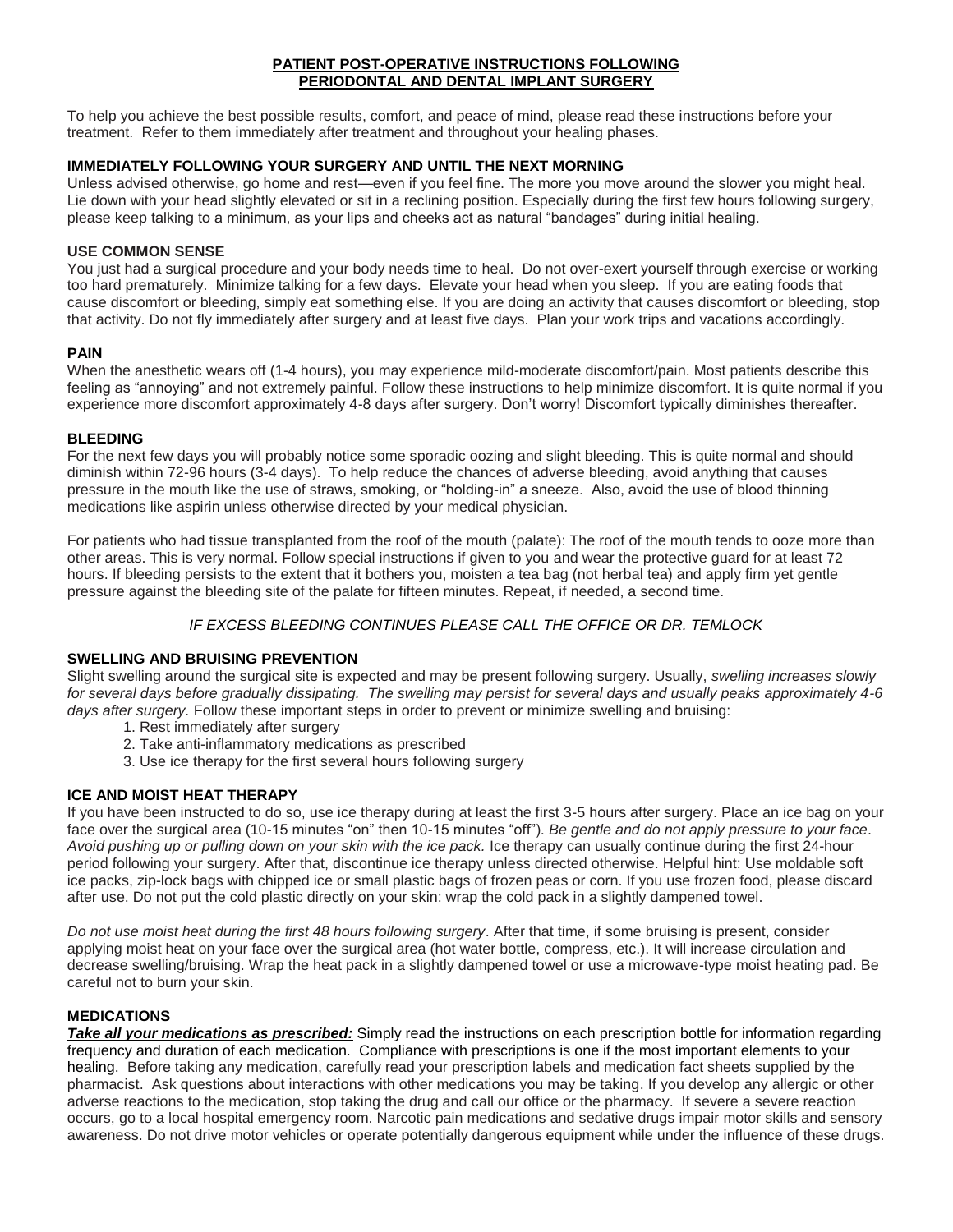# PATIENT POST-OPERATIVE INSTRUCTIONS FOLLOWING PERIODONTAL AND DENTAL IMPLANT SURGERY

To help you achieve the best possible results, comfort, and peace of mind, please read these instructions before your treatment. Refer to them immediately after treatment and throughout your healing phases.

## IMMEDIATELY FOLLOWING YOUR SURGERY AND UNTIL THE NEXT MORNING

Unless advised otherwise, go home and rest—even if you feel fine. The more you move around the slower you might heal. Lie down with your head slightly elevated or sit in a reclining position. Especially during the first few hours following surgery, please keep talking to a minimum, as your lips and cheeks act as natural "bandages" during initial healing.

## USE COMMON SENSE

You just had a surgical procedure and your body needs time to heal. Do not over-exert yourself through exercise or working too hard prematurely. Minimize talking for a few days. Elevate your head when you sleep. If you are eating foods that cause discomfort or bleeding, simply eat something else. If you are doing an activity that causes discomfort or bleeding, stop that activity. Do not fly immediately after surgery and at least five days. Plan your work trips and vacations accordingly.

## PAIN

When the anesthetic wears off (1-4 hours), you may experience mild-moderate discomfort/pain. Most patients describe this feeling as "annoying" and not extremely painful. Follow these instructions to help minimize discomfort. It is quite normal if you experience more discomfort approximately 4-8 days after surgery. Don't worry! Discomfort typically diminishes thereafter.

## BLEEDING

For the next few days you will probably notice some sporadic oozing and slight bleeding. This is quite normal and should diminish within 72-96 hours (3-4 days). To help reduce the chances of adverse bleeding, avoid anything that causes pressure in the mouth like the use of straws, smoking, or "holding-in" a sneeze. Also, avoid the use of blood thinning medications like aspirin unless otherwise directed by your medical physician.

For patients who had tissue transplanted from the roof of the mouth (palate): The roof of the mouth tends to ooze more than other areas. This is very normal. Follow special instructions if given to you and wear the protective guard for at least 72 hours. If bleeding persists to the extent that it bothers you, moisten a tea bag (not herbal tea) and apply firm yet gentle pressure against the bleeding site of the palate for fifteen minutes. Repeat, if needed, a second time.

*IF EXCESS BLEEDING CONTINUES PLEASE CALL THE OFFICE OR DR. TEMLOCK*

## SWELLING AND BRUISING PREVENTION

Slight swelling around the surgical site is expected and may be present following surgery. Usually, *swelling increases slowly for several days before gradually dissipating. The swelling may persist for several days and usually peaks approximately 4-6 days after surgery.* Follow these important steps in order to prevent or minimize swelling and bruising:

1. Rest immediately after surgery
2. Take anti-inflammatory medications as prescribed
3. Use ice therapy for the first several hours following surgery

## ICE AND MOIST HEAT THERAPY

If you have been instructed to do so, use ice therapy during at least the first 3-5 hours after surgery. Place an ice bag on your face over the surgical area (10-15 minutes "on" then 10-15 minutes "off"). *Be gentle and do not apply pressure to your face. Avoid pushing up or pulling down on your skin with the ice pack.* Ice therapy can usually continue during the first 24-hour period following your surgery. After that, discontinue ice therapy unless directed otherwise. Helpful hint: Use moldable soft ice packs, zip-lock bags with chipped ice or small plastic bags of frozen peas or corn. If you use frozen food, please discard after use. Do not put the cold plastic directly on your skin: wrap the cold pack in a slightly dampened towel.

*Do not use moist heat during the first 48 hours following surgery*. After that time, if some bruising is present, consider applying moist heat on your face over the surgical area (hot water bottle, compress, etc.). It will increase circulation and decrease swelling/bruising. Wrap the heat pack in a slightly dampened towel or use a microwave-type moist heating pad. Be careful not to burn your skin.

## MEDICATIONS

***Take all your medications as prescribed:*** Simply read the instructions on each prescription bottle for information regarding frequency and duration of each medication. Compliance with prescriptions is one if the most important elements to your healing. Before taking any medication, carefully read your prescription labels and medication fact sheets supplied by the pharmacist. Ask questions about interactions with other medications you may be taking. If you develop any allergic or other adverse reactions to the medication, stop taking the drug and call our office or the pharmacy. If severe a severe reaction occurs, go to a local hospital emergency room. Narcotic pain medications and sedative drugs impair motor skills and sensory awareness. Do not drive motor vehicles or operate potentially dangerous equipment while under the influence of these drugs.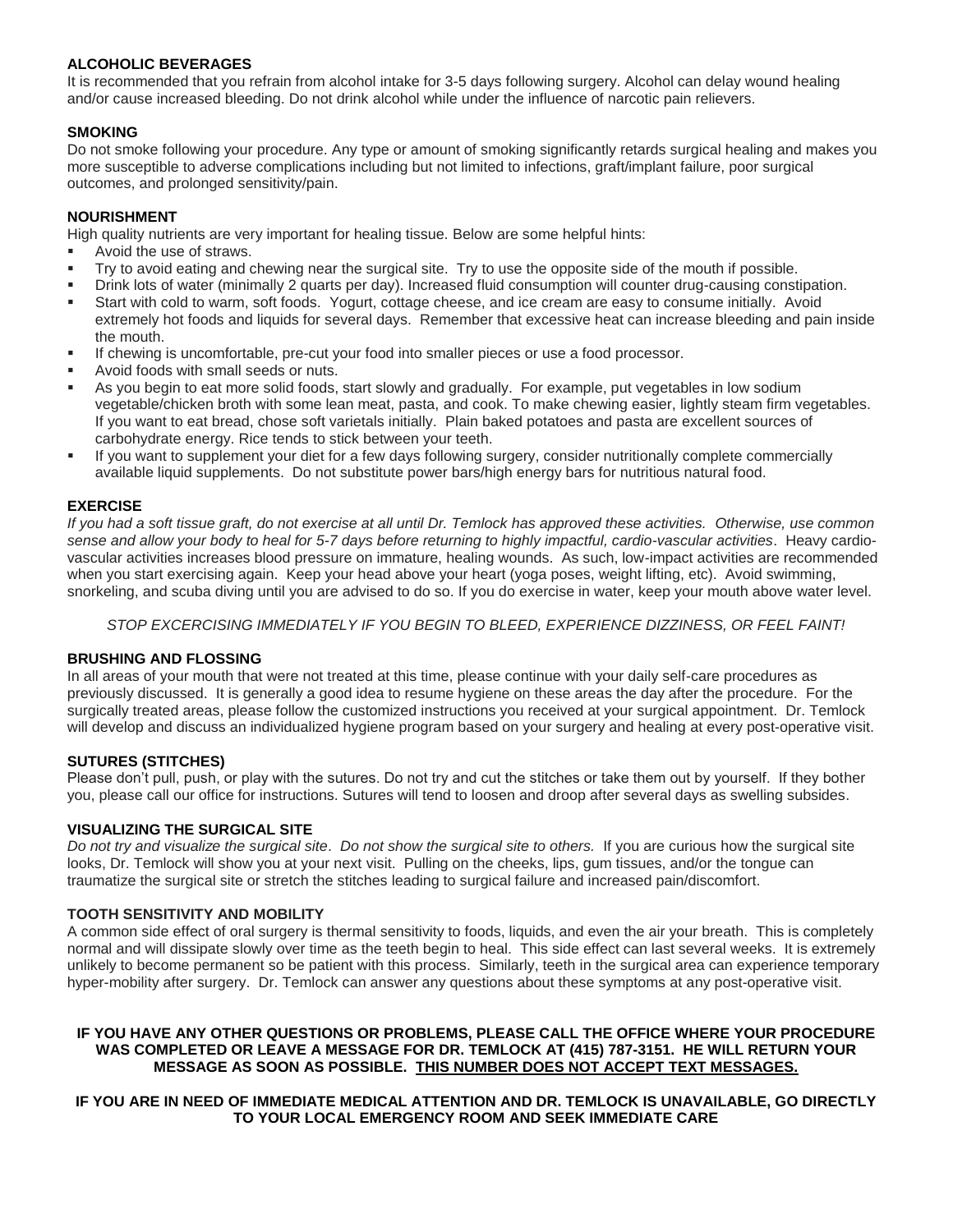**ALCOHOLIC BEVERAGES**

It is recommended that you refrain from alcohol intake for 3-5 days following surgery. Alcohol can delay wound healing and/or cause increased bleeding. Do not drink alcohol while under the influence of narcotic pain relievers.

**SMOKING**

Do not smoke following your procedure. Any type or amount of smoking significantly retards surgical healing and makes you more susceptible to adverse complications including but not limited to infections, graft/implant failure, poor surgical outcomes, and prolonged sensitivity/pain.

**NOURISHMENT**

High quality nutrients are very important for healing tissue. Below are some helpful hints:

- Avoid the use of straws.
- Try to avoid eating and chewing near the surgical site. Try to use the opposite side of the mouth if possible.
- Drink lots of water (minimally 2 quarts per day). Increased fluid consumption will counter drug-causing constipation.
- Start with cold to warm, soft foods. Yogurt, cottage cheese, and ice cream are easy to consume initially. Avoid extremely hot foods and liquids for several days. Remember that excessive heat can increase bleeding and pain inside the mouth.
- If chewing is uncomfortable, pre-cut your food into smaller pieces or use a food processor.
- Avoid foods with small seeds or nuts.
- As you begin to eat more solid foods, start slowly and gradually. For example, put vegetables in low sodium vegetable/chicken broth with some lean meat, pasta, and cook. To make chewing easier, lightly steam firm vegetables. If you want to eat bread, chose soft varietals initially. Plain baked potatoes and pasta are excellent sources of carbohydrate energy. Rice tends to stick between your teeth.
- If you want to supplement your diet for a few days following surgery, consider nutritionally complete commercially available liquid supplements. Do not substitute power bars/high energy bars for nutritious natural food.

**EXERCISE**

*If you had a soft tissue graft, do not exercise at all until Dr. Temlock has approved these activities. Otherwise, use common sense and allow your body to heal for 5-7 days before returning to highly impactful, cardio-vascular activities*. Heavy cardio-vascular activities increases blood pressure on immature, healing wounds. As such, low-impact activities are recommended when you start exercising again. Keep your head above your heart (yoga poses, weight lifting, etc). Avoid swimming, snorkeling, and scuba diving until you are advised to do so. If you do exercise in water, keep your mouth above water level.

*STOP EXCERCISING IMMEDIATELY IF YOU BEGIN TO BLEED, EXPERIENCE DIZZINESS, OR FEEL FAINT!*

**BRUSHING AND FLOSSING**

In all areas of your mouth that were not treated at this time, please continue with your daily self-care procedures as previously discussed. It is generally a good idea to resume hygiene on these areas the day after the procedure. For the surgically treated areas, please follow the customized instructions you received at your surgical appointment. Dr. Temlock will develop and discuss an individualized hygiene program based on your surgery and healing at every post-operative visit.

**SUTURES (STITCHES)**

Please don't pull, push, or play with the sutures. Do not try and cut the stitches or take them out by yourself. If they bother you, please call our office for instructions. Sutures will tend to loosen and droop after several days as swelling subsides.

**VISUALIZING THE SURGICAL SITE**

*Do not try and visualize the surgical site*. *Do not show the surgical site to others.* If you are curious how the surgical site looks, Dr. Temlock will show you at your next visit. Pulling on the cheeks, lips, gum tissues, and/or the tongue can traumatize the surgical site or stretch the stitches leading to surgical failure and increased pain/discomfort.

**TOOTH SENSITIVITY AND MOBILITY**

A common side effect of oral surgery is thermal sensitivity to foods, liquids, and even the air your breath. This is completely normal and will dissipate slowly over time as the teeth begin to heal. This side effect can last several weeks. It is extremely unlikely to become permanent so be patient with this process. Similarly, teeth in the surgical area can experience temporary hyper-mobility after surgery. Dr. Temlock can answer any questions about these symptoms at any post-operative visit.

**IF YOU HAVE ANY OTHER QUESTIONS OR PROBLEMS, PLEASE CALL THE OFFICE WHERE YOUR PROCEDURE WAS COMPLETED OR LEAVE A MESSAGE FOR DR. TEMLOCK AT (415) 787-3151. HE WILL RETURN YOUR MESSAGE AS SOON AS POSSIBLE. <u>THIS NUMBER DOES NOT ACCEPT TEXT MESSAGES.</u>**

**IF YOU ARE IN NEED OF IMMEDIATE MEDICAL ATTENTION AND DR. TEMLOCK IS UNAVAILABLE, GO DIRECTLY TO YOUR LOCAL EMERGENCY ROOM AND SEEK IMMEDIATE CARE**